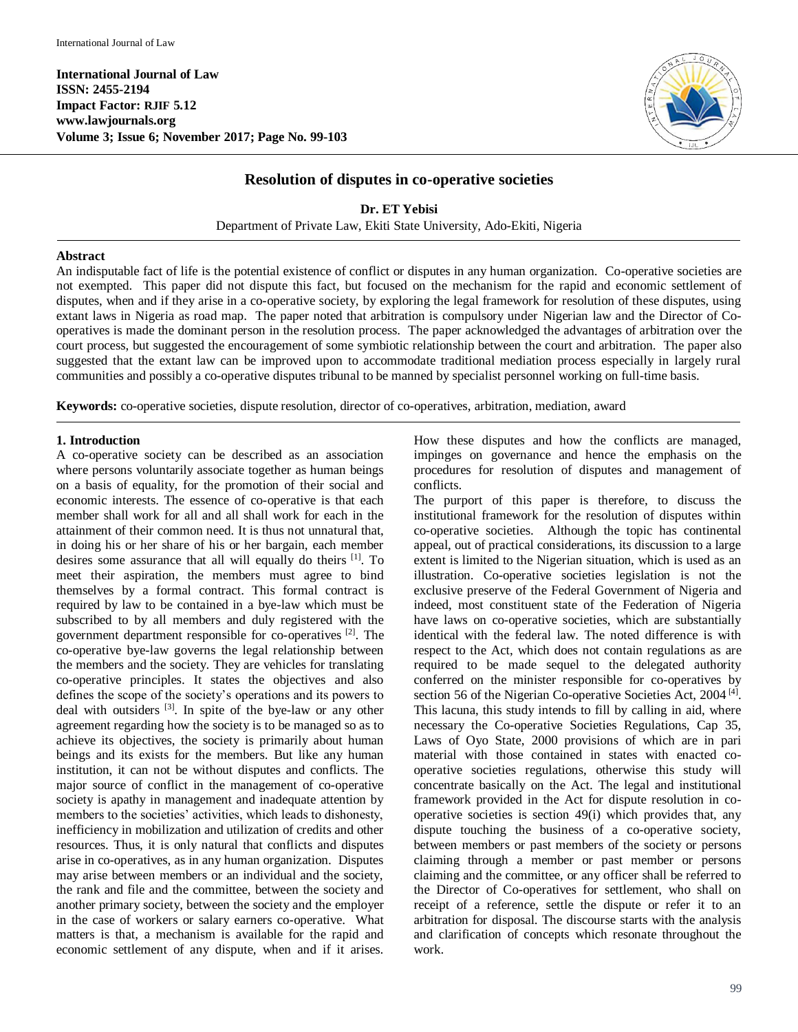International Journal of Law
ISSN: 2455-2194
Impact Factor: RJIF 5.12
www.lawjournals.org
Volume 3; Issue 6; November 2017; Page No. 99-103

# Resolution of disputes in co-operative societies

**Dr. ET Yebisi**

Department of Private Law, Ekiti State University, Ado-Ekiti, Nigeria

## Abstract

An indisputable fact of life is the potential existence of conflict or disputes in any human organization. Co-operative societies are not exempted. This paper did not dispute this fact, but focused on the mechanism for the rapid and economic settlement of disputes, when and if they arise in a co-operative society, by exploring the legal framework for resolution of these disputes, using extant laws in Nigeria as road map. The paper noted that arbitration is compulsory under Nigerian law and the Director of Co-operatives is made the dominant person in the resolution process. The paper acknowledged the advantages of arbitration over the court process, but suggested the encouragement of some symbiotic relationship between the court and arbitration. The paper also suggested that the extant law can be improved upon to accommodate traditional mediation process especially in largely rural communities and possibly a co-operative disputes tribunal to be manned by specialist personnel working on full-time basis.

**Keywords:** co-operative societies, dispute resolution, director of co-operatives, arbitration, mediation, award

## 1. Introduction

A co-operative society can be described as an association where persons voluntarily associate together as human beings on a basis of equality, for the promotion of their social and economic interests. The essence of co-operative is that each member shall work for all and all shall work for each in the attainment of their common need. It is thus not unnatural that, in doing his or her share of his or her bargain, each member desires some assurance that all will equally do theirs [1]. To meet their aspiration, the members must agree to bind themselves by a formal contract. This formal contract is required by law to be contained in a bye-law which must be subscribed to by all members and duly registered with the government department responsible for co-operatives [2]. The co-operative bye-law governs the legal relationship between the members and the society. They are vehicles for translating co-operative principles. It states the objectives and also defines the scope of the society's operations and its powers to deal with outsiders [3]. In spite of the bye-law or any other agreement regarding how the society is to be managed so as to achieve its objectives, the society is primarily about human beings and its exists for the members. But like any human institution, it can not be without disputes and conflicts. The major source of conflict in the management of co-operative society is apathy in management and inadequate attention by members to the societies' activities, which leads to dishonesty, inefficiency in mobilization and utilization of credits and other resources. Thus, it is only natural that conflicts and disputes arise in co-operatives, as in any human organization. Disputes may arise between members or an individual and the society, the rank and file and the committee, between the society and another primary society, between the society and the employer in the case of workers or salary earners co-operative. What matters is that, a mechanism is available for the rapid and economic settlement of any dispute, when and if it arises. How these disputes and how the conflicts are managed, impinges on governance and hence the emphasis on the procedures for resolution of disputes and management of conflicts.

The purport of this paper is therefore, to discuss the institutional framework for the resolution of disputes within co-operative societies. Although the topic has continental appeal, out of practical considerations, its discussion to a large extent is limited to the Nigerian situation, which is used as an illustration. Co-operative societies legislation is not the exclusive preserve of the Federal Government of Nigeria and indeed, most constituent state of the Federation of Nigeria have laws on co-operative societies, which are substantially identical with the federal law. The noted difference is with respect to the Act, which does not contain regulations as are required to be made sequel to the delegated authority conferred on the minister responsible for co-operatives by section 56 of the Nigerian Co-operative Societies Act, 2004 [4]. This lacuna, this study intends to fill by calling in aid, where necessary the Co-operative Societies Regulations, Cap 35, Laws of Oyo State, 2000 provisions of which are in pari material with those contained in states with enacted co-operative societies regulations, otherwise this study will concentrate basically on the Act. The legal and institutional framework provided in the Act for dispute resolution in co-operative societies is section 49(i) which provides that, any dispute touching the business of a co-operative society, between members or past members of the society or persons claiming through a member or past member or persons claiming and the committee, or any officer shall be referred to the Director of Co-operatives for settlement, who shall on receipt of a reference, settle the dispute or refer it to an arbitration for disposal. The discourse starts with the analysis and clarification of concepts which resonate throughout the work.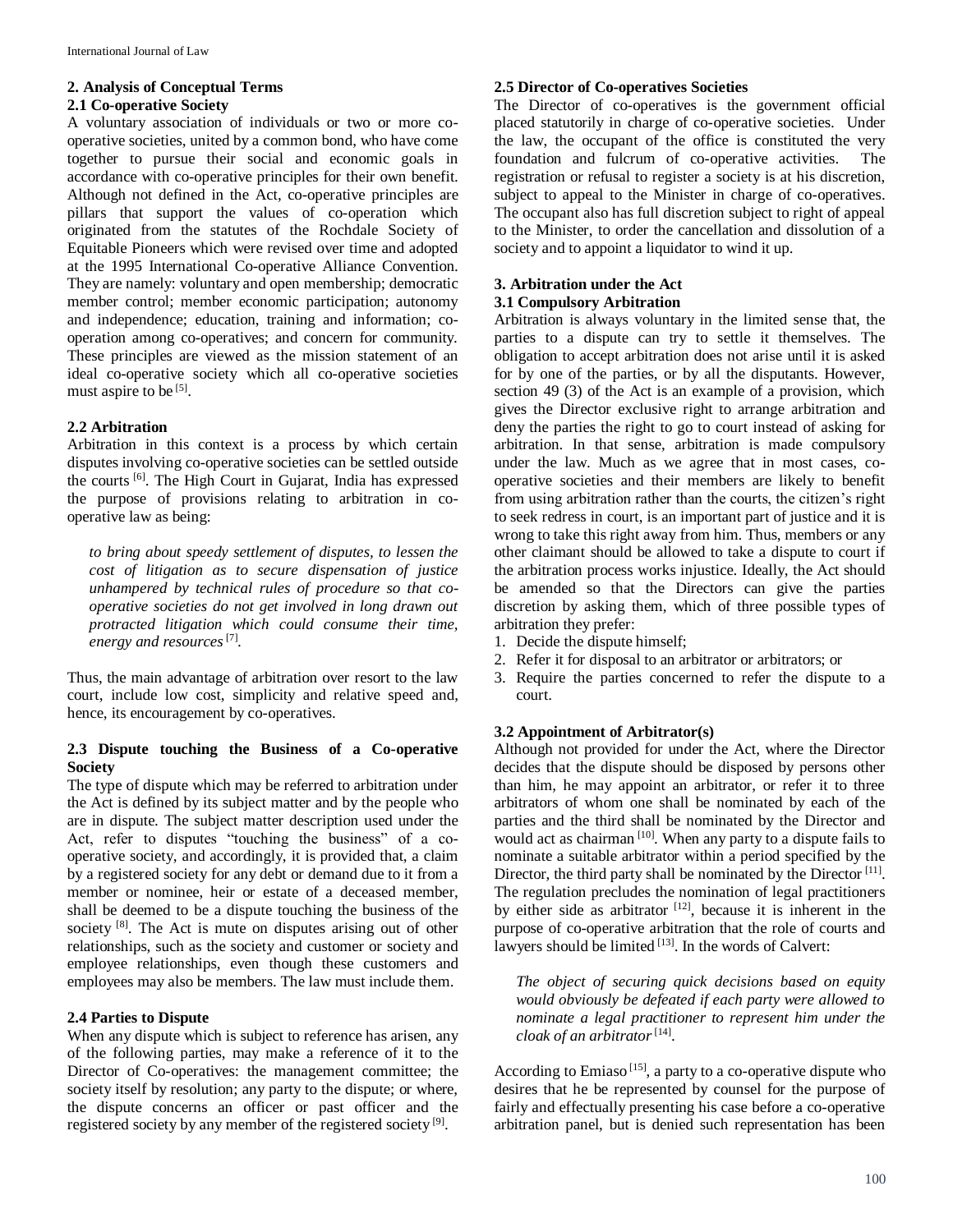## 2. Analysis of Conceptual Terms

### 2.1 Co-operative Society

A voluntary association of individuals or two or more co-operative societies, united by a common bond, who have come together to pursue their social and economic goals in accordance with co-operative principles for their own benefit. Although not defined in the Act, co-operative principles are pillars that support the values of co-operation which originated from the statutes of the Rochdale Society of Equitable Pioneers which were revised over time and adopted at the 1995 International Co-operative Alliance Convention. They are namely: voluntary and open membership; democratic member control; member economic participation; autonomy and independence; education, training and information; co-operation among co-operatives; and concern for community. These principles are viewed as the mission statement of an ideal co-operative society which all co-operative societies must aspire to be [5].

### 2.2 Arbitration

Arbitration in this context is a process by which certain disputes involving co-operative societies can be settled outside the courts [6]. The High Court in Gujarat, India has expressed the purpose of provisions relating to arbitration in co-operative law as being:

> *to bring about speedy settlement of disputes, to lessen the cost of litigation as to secure dispensation of justice unhampered by technical rules of procedure so that co-operative societies do not get involved in long drawn out protracted litigation which could consume their time, energy and resources* [7].

Thus, the main advantage of arbitration over resort to the law court, include low cost, simplicity and relative speed and, hence, its encouragement by co-operatives.

### 2.3 Dispute touching the Business of a Co-operative Society

The type of dispute which may be referred to arbitration under the Act is defined by its subject matter and by the people who are in dispute. The subject matter description used under the Act, refer to disputes "touching the business" of a co-operative society, and accordingly, it is provided that, a claim by a registered society for any debt or demand due to it from a member or nominee, heir or estate of a deceased member, shall be deemed to be a dispute touching the business of the society [8]. The Act is mute on disputes arising out of other relationships, such as the society and customer or society and employee relationships, even though these customers and employees may also be members. The law must include them.

### 2.4 Parties to Dispute

When any dispute which is subject to reference has arisen, any of the following parties, may make a reference of it to the Director of Co-operatives: the management committee; the society itself by resolution; any party to the dispute; or where, the dispute concerns an officer or past officer and the registered society by any member of the registered society [9].

### 2.5 Director of Co-operatives Societies

The Director of co-operatives is the government official placed statutorily in charge of co-operative societies. Under the law, the occupant of the office is constituted the very foundation and fulcrum of co-operative activities. The registration or refusal to register a society is at his discretion, subject to appeal to the Minister in charge of co-operatives. The occupant also has full discretion subject to right of appeal to the Minister, to order the cancellation and dissolution of a society and to appoint a liquidator to wind it up.

## 3. Arbitration under the Act

### 3.1 Compulsory Arbitration

Arbitration is always voluntary in the limited sense that, the parties to a dispute can try to settle it themselves. The obligation to accept arbitration does not arise until it is asked for by one of the parties, or by all the disputants. However, section 49 (3) of the Act is an example of a provision, which gives the Director exclusive right to arrange arbitration and deny the parties the right to go to court instead of asking for arbitration. In that sense, arbitration is made compulsory under the law. Much as we agree that in most cases, co-operative societies and their members are likely to benefit from using arbitration rather than the courts, the citizen's right to seek redress in court, is an important part of justice and it is wrong to take this right away from him. Thus, members or any other claimant should be allowed to take a dispute to court if the arbitration process works injustice. Ideally, the Act should be amended so that the Directors can give the parties discretion by asking them, which of three possible types of arbitration they prefer:

1. Decide the dispute himself;
2. Refer it for disposal to an arbitrator or arbitrators; or
3. Require the parties concerned to refer the dispute to a court.

### 3.2 Appointment of Arbitrator(s)

Although not provided for under the Act, where the Director decides that the dispute should be disposed by persons other than him, he may appoint an arbitrator, or refer it to three arbitrators of whom one shall be nominated by each of the parties and the third shall be nominated by the Director and would act as chairman [10]. When any party to a dispute fails to nominate a suitable arbitrator within a period specified by the Director, the third party shall be nominated by the Director [11]. The regulation precludes the nomination of legal practitioners by either side as arbitrator [12], because it is inherent in the purpose of co-operative arbitration that the role of courts and lawyers should be limited [13]. In the words of Calvert:

> *The object of securing quick decisions based on equity would obviously be defeated if each party were allowed to nominate a legal practitioner to represent him under the cloak of an arbitrator* [14].

According to Emiaso [15], a party to a co-operative dispute who desires that he be represented by counsel for the purpose of fairly and effectually presenting his case before a co-operative arbitration panel, but is denied such representation has been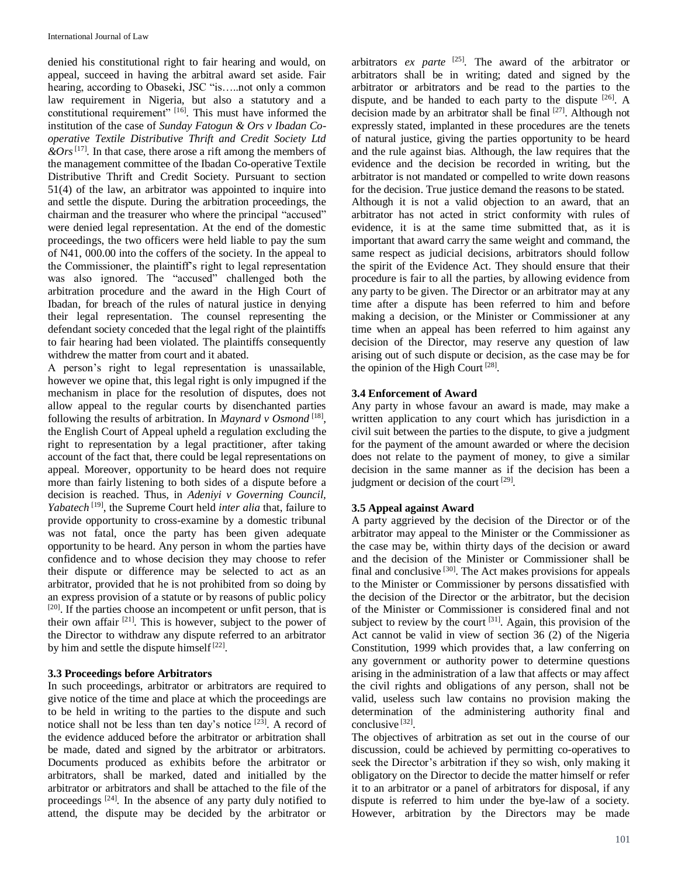denied his constitutional right to fair hearing and would, on appeal, succeed in having the arbitral award set aside. Fair hearing, according to Obaseki, JSC "is…..not only a common law requirement in Nigeria, but also a statutory and a constitutional requirement" [16]. This must have informed the institution of the case of *Sunday Fatogun & Ors v Ibadan Co-operative Textile Distributive Thrift and Credit Society Ltd &Ors* [17]. In that case, there arose a rift among the members of the management committee of the Ibadan Co-operative Textile Distributive Thrift and Credit Society. Pursuant to section 51(4) of the law, an arbitrator was appointed to inquire into and settle the dispute. During the arbitration proceedings, the chairman and the treasurer who where the principal "accused" were denied legal representation. At the end of the domestic proceedings, the two officers were held liable to pay the sum of N41, 000.00 into the coffers of the society. In the appeal to the Commissioner, the plaintiff's right to legal representation was also ignored. The "accused" challenged both the arbitration procedure and the award in the High Court of Ibadan, for breach of the rules of natural justice in denying their legal representation. The counsel representing the defendant society conceded that the legal right of the plaintiffs to fair hearing had been violated. The plaintiffs consequently withdrew the matter from court and it abated.

A person's right to legal representation is unassailable, however we opine that, this legal right is only impugned if the mechanism in place for the resolution of disputes, does not allow appeal to the regular courts by disenchanted parties following the results of arbitration. In *Maynard v Osmond* [18], the English Court of Appeal upheld a regulation excluding the right to representation by a legal practitioner, after taking account of the fact that, there could be legal representations on appeal. Moreover, opportunity to be heard does not require more than fairly listening to both sides of a dispute before a decision is reached. Thus, in *Adeniyi v Governing Council, Yabatech* [19], the Supreme Court held *inter alia* that, failure to provide opportunity to cross-examine by a domestic tribunal was not fatal, once the party has been given adequate opportunity to be heard. Any person in whom the parties have confidence and to whose decision they may choose to refer their dispute or difference may be selected to act as an arbitrator, provided that he is not prohibited from so doing by an express provision of a statute or by reasons of public policy [20]. If the parties choose an incompetent or unfit person, that is their own affair [21]. This is however, subject to the power of the Director to withdraw any dispute referred to an arbitrator by him and settle the dispute himself [22].

### 3.3 Proceedings before Arbitrators

In such proceedings, arbitrator or arbitrators are required to give notice of the time and place at which the proceedings are to be held in writing to the parties to the dispute and such notice shall not be less than ten day's notice [23]. A record of the evidence adduced before the arbitrator or arbitration shall be made, dated and signed by the arbitrator or arbitrators. Documents produced as exhibits before the arbitrator or arbitrators, shall be marked, dated and initialled by the arbitrator or arbitrators and shall be attached to the file of the proceedings [24]. In the absence of any party duly notified to attend, the dispute may be decided by the arbitrator or arbitrators *ex parte* [25]. The award of the arbitrator or arbitrators shall be in writing; dated and signed by the arbitrator or arbitrators and be read to the parties to the dispute, and be handed to each party to the dispute [26]. A decision made by an arbitrator shall be final [27]. Although not expressly stated, implanted in these procedures are the tenets of natural justice, giving the parties opportunity to be heard and the rule against bias. Although, the law requires that the evidence and the decision be recorded in writing, but the arbitrator is not mandated or compelled to write down reasons for the decision. True justice demand the reasons to be stated.

Although it is not a valid objection to an award, that an arbitrator has not acted in strict conformity with rules of evidence, it is at the same time submitted that, as it is important that award carry the same weight and command, the same respect as judicial decisions, arbitrators should follow the spirit of the Evidence Act. They should ensure that their procedure is fair to all the parties, by allowing evidence from any party to be given. The Director or an arbitrator may at any time after a dispute has been referred to him and before making a decision, or the Minister or Commissioner at any time when an appeal has been referred to him against any decision of the Director, may reserve any question of law arising out of such dispute or decision, as the case may be for the opinion of the High Court [28].

### 3.4 Enforcement of Award

Any party in whose favour an award is made, may make a written application to any court which has jurisdiction in a civil suit between the parties to the dispute, to give a judgment for the payment of the amount awarded or where the decision does not relate to the payment of money, to give a similar decision in the same manner as if the decision has been a judgment or decision of the court [29].

### 3.5 Appeal against Award

A party aggrieved by the decision of the Director or of the arbitrator may appeal to the Minister or the Commissioner as the case may be, within thirty days of the decision or award and the decision of the Minister or Commissioner shall be final and conclusive [30]. The Act makes provisions for appeals to the Minister or Commissioner by persons dissatisfied with the decision of the Director or the arbitrator, but the decision of the Minister or Commissioner is considered final and not subject to review by the court [31]. Again, this provision of the Act cannot be valid in view of section 36 (2) of the Nigeria Constitution, 1999 which provides that, a law conferring on any government or authority power to determine questions arising in the administration of a law that affects or may affect the civil rights and obligations of any person, shall not be valid, useless such law contains no provision making the determination of the administering authority final and conclusive [32].

The objectives of arbitration as set out in the course of our discussion, could be achieved by permitting co-operatives to seek the Director's arbitration if they so wish, only making it obligatory on the Director to decide the matter himself or refer it to an arbitrator or a panel of arbitrators for disposal, if any dispute is referred to him under the bye-law of a society. However, arbitration by the Directors may be made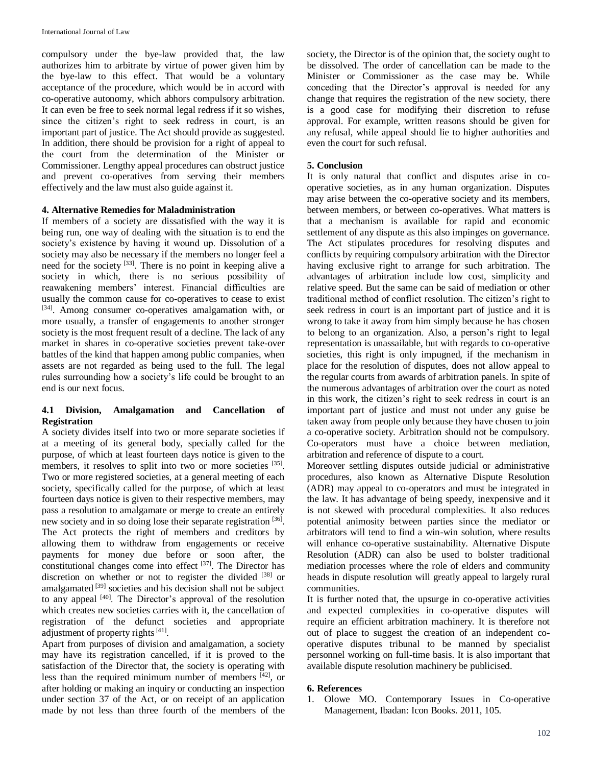compulsory under the bye-law provided that, the law authorizes him to arbitrate by virtue of power given him by the bye-law to this effect. That would be a voluntary acceptance of the procedure, which would be in accord with co-operative autonomy, which abhors compulsory arbitration. It can even be free to seek normal legal redress if it so wishes, since the citizen's right to seek redress in court, is an important part of justice. The Act should provide as suggested. In addition, there should be provision for a right of appeal to the court from the determination of the Minister or Commissioner. Lengthy appeal procedures can obstruct justice and prevent co-operatives from serving their members effectively and the law must also guide against it.

## 4. Alternative Remedies for Maladministration

If members of a society are dissatisfied with the way it is being run, one way of dealing with the situation is to end the society's existence by having it wound up. Dissolution of a society may also be necessary if the members no longer feel a need for the society [33]. There is no point in keeping alive a society in which, there is no serious possibility of reawakening members' interest. Financial difficulties are usually the common cause for co-operatives to cease to exist [34]. Among consumer co-operatives amalgamation with, or more usually, a transfer of engagements to another stronger society is the most frequent result of a decline. The lack of any market in shares in co-operative societies prevent take-over battles of the kind that happen among public companies, when assets are not regarded as being used to the full. The legal rules surrounding how a society's life could be brought to an end is our next focus.

### 4.1 Division, Amalgamation and Cancellation of Registration

A society divides itself into two or more separate societies if at a meeting of its general body, specially called for the purpose, of which at least fourteen days notice is given to the members, it resolves to split into two or more societies [35]. Two or more registered societies, at a general meeting of each society, specifically called for the purpose, of which at least fourteen days notice is given to their respective members, may pass a resolution to amalgamate or merge to create an entirely new society and in so doing lose their separate registration [36]. The Act protects the right of members and creditors by allowing them to withdraw from engagements or receive payments for money due before or soon after, the constitutional changes come into effect [37]. The Director has discretion on whether or not to register the divided [38] or amalgamated [39] societies and his decision shall not be subject to any appeal [40]. The Director's approval of the resolution which creates new societies carries with it, the cancellation of registration of the defunct societies and appropriate adjustment of property rights [41].

Apart from purposes of division and amalgamation, a society may have its registration cancelled, if it is proved to the satisfaction of the Director that, the society is operating with less than the required minimum number of members [42], or after holding or making an inquiry or conducting an inspection under section 37 of the Act, or on receipt of an application made by not less than three fourth of the members of the society, the Director is of the opinion that, the society ought to be dissolved. The order of cancellation can be made to the Minister or Commissioner as the case may be. While conceding that the Director's approval is needed for any change that requires the registration of the new society, there is a good case for modifying their discretion to refuse approval. For example, written reasons should be given for any refusal, while appeal should lie to higher authorities and even the court for such refusal.

## 5. Conclusion

It is only natural that conflict and disputes arise in co-operative societies, as in any human organization. Disputes may arise between the co-operative society and its members, between members, or between co-operatives. What matters is that a mechanism is available for rapid and economic settlement of any dispute as this also impinges on governance. The Act stipulates procedures for resolving disputes and conflicts by requiring compulsory arbitration with the Director having exclusive right to arrange for such arbitration. The advantages of arbitration include low cost, simplicity and relative speed. But the same can be said of mediation or other traditional method of conflict resolution. The citizen's right to seek redress in court is an important part of justice and it is wrong to take it away from him simply because he has chosen to belong to an organization. Also, a person's right to legal representation is unassailable, but with regards to co-operative societies, this right is only impugned, if the mechanism in place for the resolution of disputes, does not allow appeal to the regular courts from awards of arbitration panels. In spite of the numerous advantages of arbitration over the court as noted in this work, the citizen's right to seek redress in court is an important part of justice and must not under any guise be taken away from people only because they have chosen to join a co-operative society. Arbitration should not be compulsory. Co-operators must have a choice between mediation, arbitration and reference of dispute to a court.

Moreover settling disputes outside judicial or administrative procedures, also known as Alternative Dispute Resolution (ADR) may appeal to co-operators and must be integrated in the law. It has advantage of being speedy, inexpensive and it is not skewed with procedural complexities. It also reduces potential animosity between parties since the mediator or arbitrators will tend to find a win-win solution, where results will enhance co-operative sustainability. Alternative Dispute Resolution (ADR) can also be used to bolster traditional mediation processes where the role of elders and community heads in dispute resolution will greatly appeal to largely rural communities.

It is further noted that, the upsurge in co-operative activities and expected complexities in co-operative disputes will require an efficient arbitration machinery. It is therefore not out of place to suggest the creation of an independent co-operative disputes tribunal to be manned by specialist personnel working on full-time basis. It is also important that available dispute resolution machinery be publicised.

## 6. References

1. Olowe MO. Contemporary Issues in Co-operative Management, Ibadan: Icon Books. 2011, 105.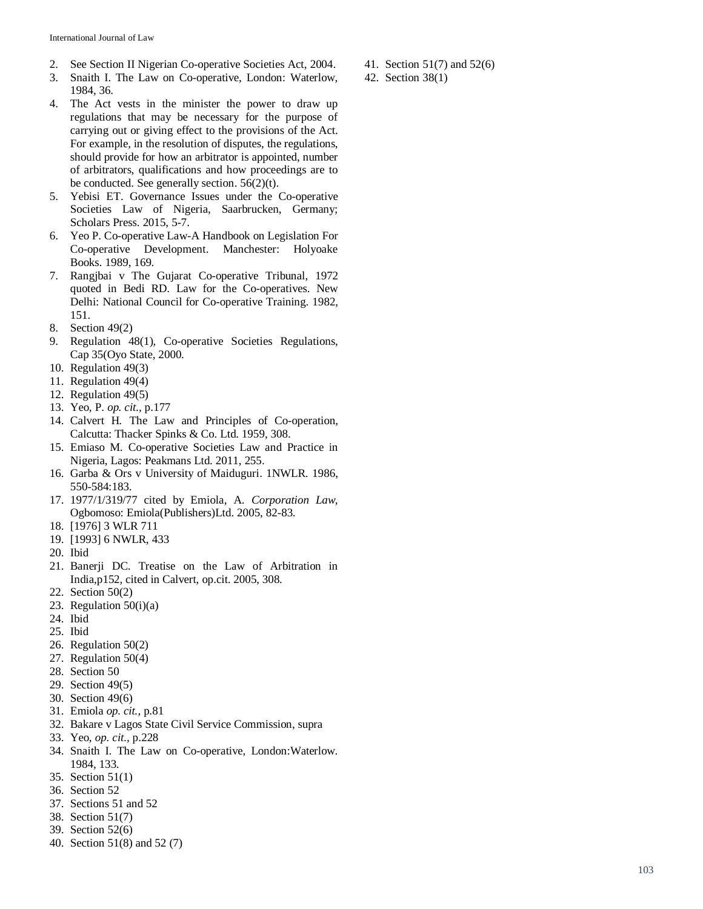2. See Section II Nigerian Co-operative Societies Act, 2004.
3. Snaith I. The Law on Co-operative, London: Waterlow, 1984, 36.
4. The Act vests in the minister the power to draw up regulations that may be necessary for the purpose of carrying out or giving effect to the provisions of the Act. For example, in the resolution of disputes, the regulations, should provide for how an arbitrator is appointed, number of arbitrators, qualifications and how proceedings are to be conducted. See generally section. 56(2)(t).
5. Yebisi ET. Governance Issues under the Co-operative Societies Law of Nigeria, Saarbrucken, Germany; Scholars Press. 2015, 5-7.
6. Yeo P. Co-operative Law-A Handbook on Legislation For Co-operative Development. Manchester: Holyoake Books. 1989, 169.
7. Rangjbai v The Gujarat Co-operative Tribunal, 1972 quoted in Bedi RD. Law for the Co-operatives. New Delhi: National Council for Co-operative Training. 1982, 151.
8. Section 49(2)
9. Regulation 48(1), Co-operative Societies Regulations, Cap 35(Oyo State, 2000.
10. Regulation 49(3)
11. Regulation 49(4)
12. Regulation 49(5)
13. Yeo, P. *op. cit.*, p.177
14. Calvert H. The Law and Principles of Co-operation, Calcutta: Thacker Spinks & Co. Ltd. 1959, 308.
15. Emiaso M. Co-operative Societies Law and Practice in Nigeria, Lagos: Peakmans Ltd. 2011, 255.
16. Garba & Ors v University of Maiduguri. 1NWLR. 1986, 550-584:183.
17. 1977/1/319/77 cited by Emiola, A. *Corporation Law*, Ogbomoso: Emiola(Publishers)Ltd. 2005, 82-83.
18. [1976] 3 WLR 711
19. [1993] 6 NWLR, 433
20. Ibid
21. Banerji DC. Treatise on the Law of Arbitration in India,p152, cited in Calvert, op.cit. 2005, 308.
22. Section 50(2)
23. Regulation 50(i)(a)
24. Ibid
25. Ibid
26. Regulation 50(2)
27. Regulation 50(4)
28. Section 50
29. Section 49(5)
30. Section 49(6)
31. Emiola *op. cit.*, p.81
32. Bakare v Lagos State Civil Service Commission, supra
33. Yeo, *op. cit.*, p.228
34. Snaith I. The Law on Co-operative, London:Waterlow. 1984, 133.
35. Section 51(1)
36. Section 52
37. Sections 51 and 52
38. Section 51(7)
39. Section 52(6)
40. Section 51(8) and 52 (7)
41. Section 51(7) and 52(6)
42. Section 38(1)